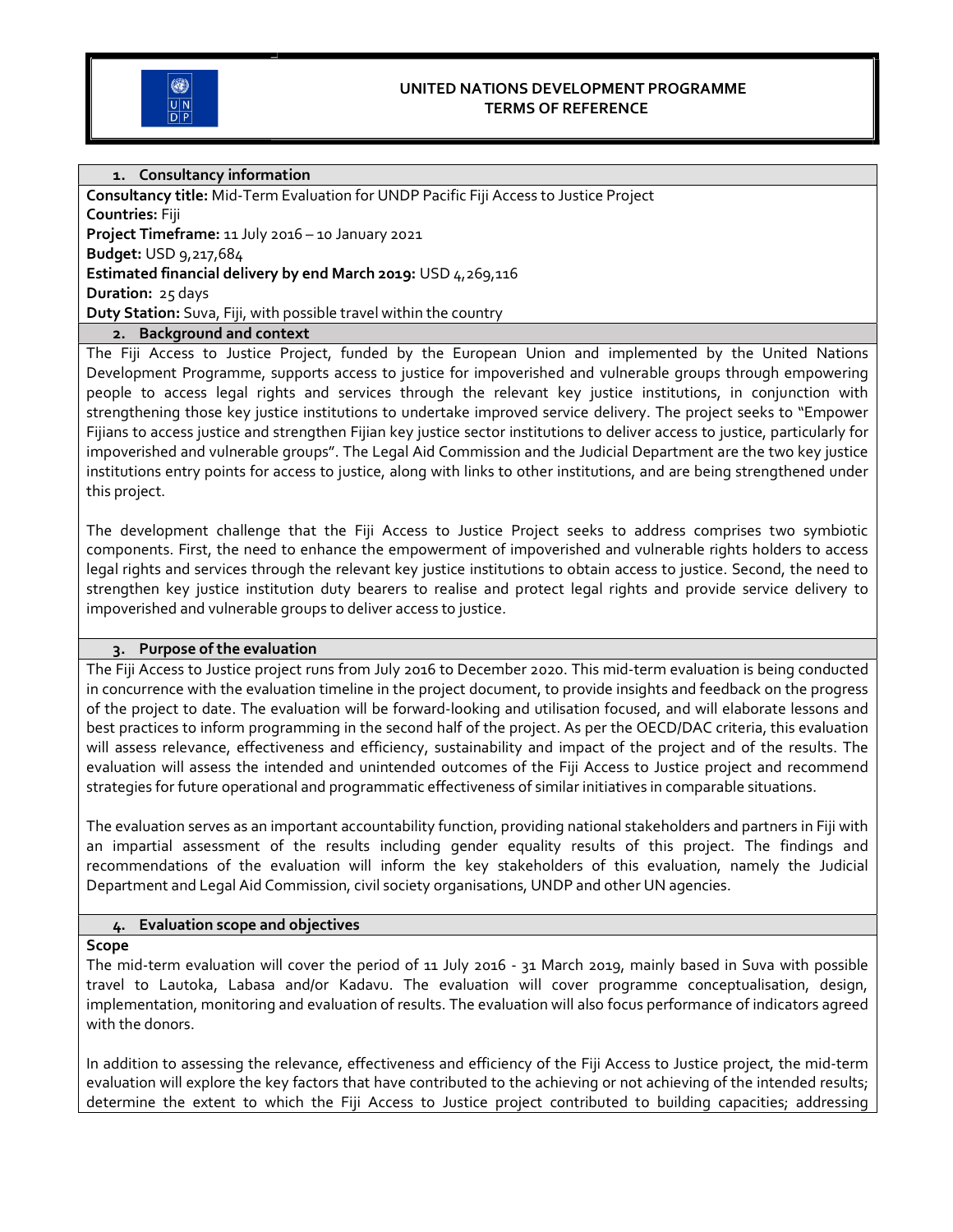**UNITED NATIONS DEVELOPMENT PROGRAMME**
**TERMS OF REFERENCE**

## 1. Consultancy information

**Consultancy title:** Mid-Term Evaluation for UNDP Pacific Fiji Access to Justice Project
**Countries:** Fiji
**Project Timeframe:** 11 July 2016 – 10 January 2021
**Budget:** USD 9,217,684
**Estimated financial delivery by end March 2019:** USD 4,269,116
**Duration:** 25 days
**Duty Station:** Suva, Fiji, with possible travel within the country

## 2. Background and context

The Fiji Access to Justice Project, funded by the European Union and implemented by the United Nations Development Programme, supports access to justice for impoverished and vulnerable groups through empowering people to access legal rights and services through the relevant key justice institutions, in conjunction with strengthening those key justice institutions to undertake improved service delivery. The project seeks to "Empower Fijians to access justice and strengthen Fijian key justice sector institutions to deliver access to justice, particularly for impoverished and vulnerable groups". The Legal Aid Commission and the Judicial Department are the two key justice institutions entry points for access to justice, along with links to other institutions, and are being strengthened under this project.

The development challenge that the Fiji Access to Justice Project seeks to address comprises two symbiotic components. First, the need to enhance the empowerment of impoverished and vulnerable rights holders to access legal rights and services through the relevant key justice institutions to obtain access to justice. Second, the need to strengthen key justice institution duty bearers to realise and protect legal rights and provide service delivery to impoverished and vulnerable groups to deliver access to justice.

## 3. Purpose of the evaluation

The Fiji Access to Justice project runs from July 2016 to December 2020. This mid-term evaluation is being conducted in concurrence with the evaluation timeline in the project document, to provide insights and feedback on the progress of the project to date. The evaluation will be forward-looking and utilisation focused, and will elaborate lessons and best practices to inform programming in the second half of the project. As per the OECD/DAC criteria, this evaluation will assess relevance, effectiveness and efficiency, sustainability and impact of the project and of the results. The evaluation will assess the intended and unintended outcomes of the Fiji Access to Justice project and recommend strategies for future operational and programmatic effectiveness of similar initiatives in comparable situations.

The evaluation serves as an important accountability function, providing national stakeholders and partners in Fiji with an impartial assessment of the results including gender equality results of this project. The findings and recommendations of the evaluation will inform the key stakeholders of this evaluation, namely the Judicial Department and Legal Aid Commission, civil society organisations, UNDP and other UN agencies.

## 4. Evaluation scope and objectives

**Scope**

The mid-term evaluation will cover the period of 11 July 2016 - 31 March 2019, mainly based in Suva with possible travel to Lautoka, Labasa and/or Kadavu. The evaluation will cover programme conceptualisation, design, implementation, monitoring and evaluation of results. The evaluation will also focus performance of indicators agreed with the donors.

In addition to assessing the relevance, effectiveness and efficiency of the Fiji Access to Justice project, the mid-term evaluation will explore the key factors that have contributed to the achieving or not achieving of the intended results; determine the extent to which the Fiji Access to Justice project contributed to building capacities; addressing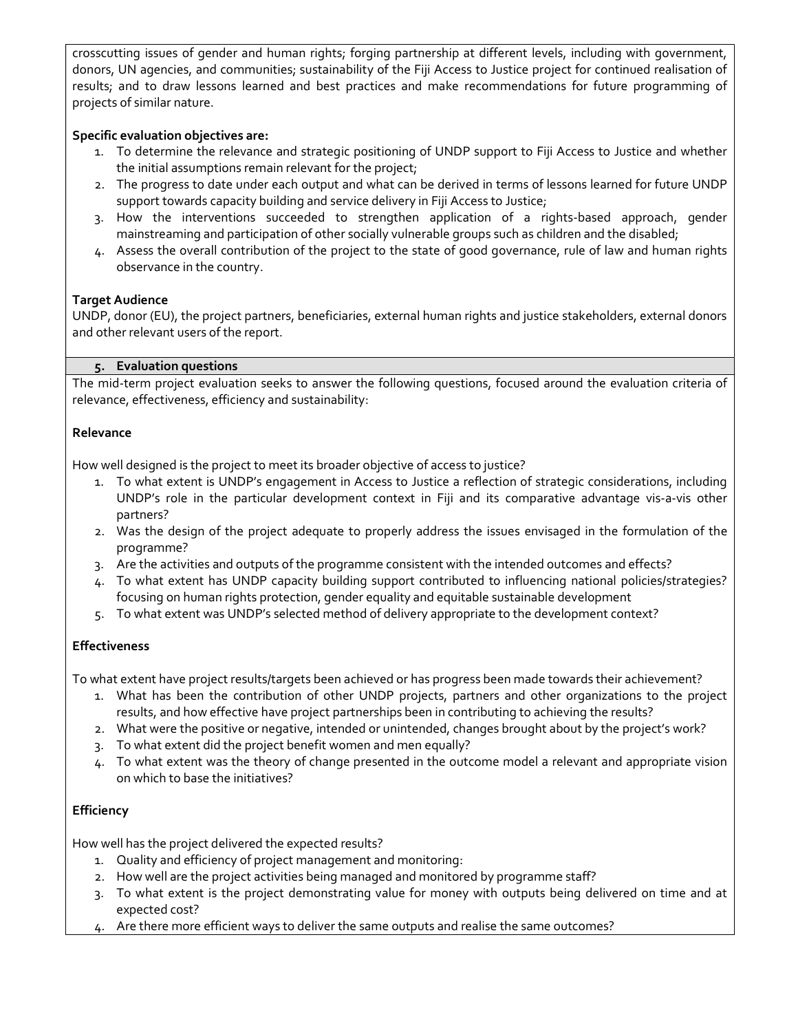crosscutting issues of gender and human rights; forging partnership at different levels, including with government, donors, UN agencies, and communities; sustainability of the Fiji Access to Justice project for continued realisation of results; and to draw lessons learned and best practices and make recommendations for future programming of projects of similar nature.

**Specific evaluation objectives are:**

1. To determine the relevance and strategic positioning of UNDP support to Fiji Access to Justice and whether the initial assumptions remain relevant for the project;
2. The progress to date under each output and what can be derived in terms of lessons learned for future UNDP support towards capacity building and service delivery in Fiji Access to Justice;
3. How the interventions succeeded to strengthen application of a rights-based approach, gender mainstreaming and participation of other socially vulnerable groups such as children and the disabled;
4. Assess the overall contribution of the project to the state of good governance, rule of law and human rights observance in the country.

**Target Audience**

UNDP, donor (EU), the project partners, beneficiaries, external human rights and justice stakeholders, external donors and other relevant users of the report.

## 5. Evaluation questions

The mid-term project evaluation seeks to answer the following questions, focused around the evaluation criteria of relevance, effectiveness, efficiency and sustainability:

**Relevance**

How well designed is the project to meet its broader objective of access to justice?

1. To what extent is UNDP's engagement in Access to Justice a reflection of strategic considerations, including UNDP's role in the particular development context in Fiji and its comparative advantage vis-a-vis other partners?
2. Was the design of the project adequate to properly address the issues envisaged in the formulation of the programme?
3. Are the activities and outputs of the programme consistent with the intended outcomes and effects?
4. To what extent has UNDP capacity building support contributed to influencing national policies/strategies? focusing on human rights protection, gender equality and equitable sustainable development
5. To what extent was UNDP's selected method of delivery appropriate to the development context?

**Effectiveness**

To what extent have project results/targets been achieved or has progress been made towards their achievement?

1. What has been the contribution of other UNDP projects, partners and other organizations to the project results, and how effective have project partnerships been in contributing to achieving the results?
2. What were the positive or negative, intended or unintended, changes brought about by the project's work?
3. To what extent did the project benefit women and men equally?
4. To what extent was the theory of change presented in the outcome model a relevant and appropriate vision on which to base the initiatives?

**Efficiency**

How well has the project delivered the expected results?

1. Quality and efficiency of project management and monitoring:
2. How well are the project activities being managed and monitored by programme staff?
3. To what extent is the project demonstrating value for money with outputs being delivered on time and at expected cost?
4. Are there more efficient ways to deliver the same outputs and realise the same outcomes?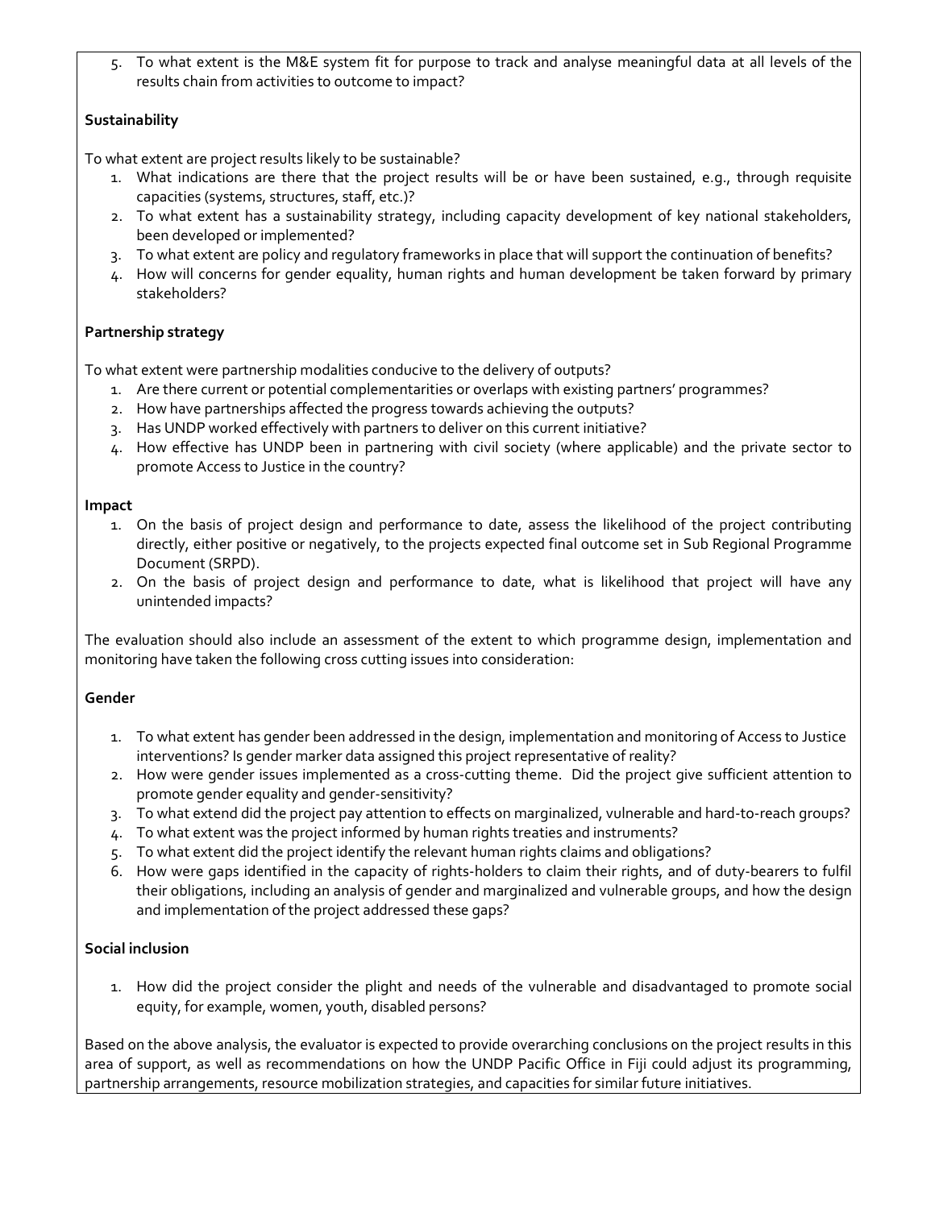5. To what extent is the M&E system fit for purpose to track and analyse meaningful data at all levels of the results chain from activities to outcome to impact?

**Sustainability**

To what extent are project results likely to be sustainable?

1. What indications are there that the project results will be or have been sustained, e.g., through requisite capacities (systems, structures, staff, etc.)?
2. To what extent has a sustainability strategy, including capacity development of key national stakeholders, been developed or implemented?
3. To what extent are policy and regulatory frameworks in place that will support the continuation of benefits?
4. How will concerns for gender equality, human rights and human development be taken forward by primary stakeholders?

**Partnership strategy**

To what extent were partnership modalities conducive to the delivery of outputs?

1. Are there current or potential complementarities or overlaps with existing partners' programmes?
2. How have partnerships affected the progress towards achieving the outputs?
3. Has UNDP worked effectively with partners to deliver on this current initiative?
4. How effective has UNDP been in partnering with civil society (where applicable) and the private sector to promote Access to Justice in the country?

**Impact**

1. On the basis of project design and performance to date, assess the likelihood of the project contributing directly, either positive or negatively, to the projects expected final outcome set in Sub Regional Programme Document (SRPD).
2. On the basis of project design and performance to date, what is likelihood that project will have any unintended impacts?

The evaluation should also include an assessment of the extent to which programme design, implementation and monitoring have taken the following cross cutting issues into consideration:

**Gender**

1. To what extent has gender been addressed in the design, implementation and monitoring of Access to Justice interventions? Is gender marker data assigned this project representative of reality?
2. How were gender issues implemented as a cross-cutting theme. Did the project give sufficient attention to promote gender equality and gender-sensitivity?
3. To what extend did the project pay attention to effects on marginalized, vulnerable and hard-to-reach groups?
4. To what extent was the project informed by human rights treaties and instruments?
5. To what extent did the project identify the relevant human rights claims and obligations?
6. How were gaps identified in the capacity of rights-holders to claim their rights, and of duty-bearers to fulfil their obligations, including an analysis of gender and marginalized and vulnerable groups, and how the design and implementation of the project addressed these gaps?

**Social inclusion**

1. How did the project consider the plight and needs of the vulnerable and disadvantaged to promote social equity, for example, women, youth, disabled persons?

Based on the above analysis, the evaluator is expected to provide overarching conclusions on the project results in this area of support, as well as recommendations on how the UNDP Pacific Office in Fiji could adjust its programming, partnership arrangements, resource mobilization strategies, and capacities for similar future initiatives.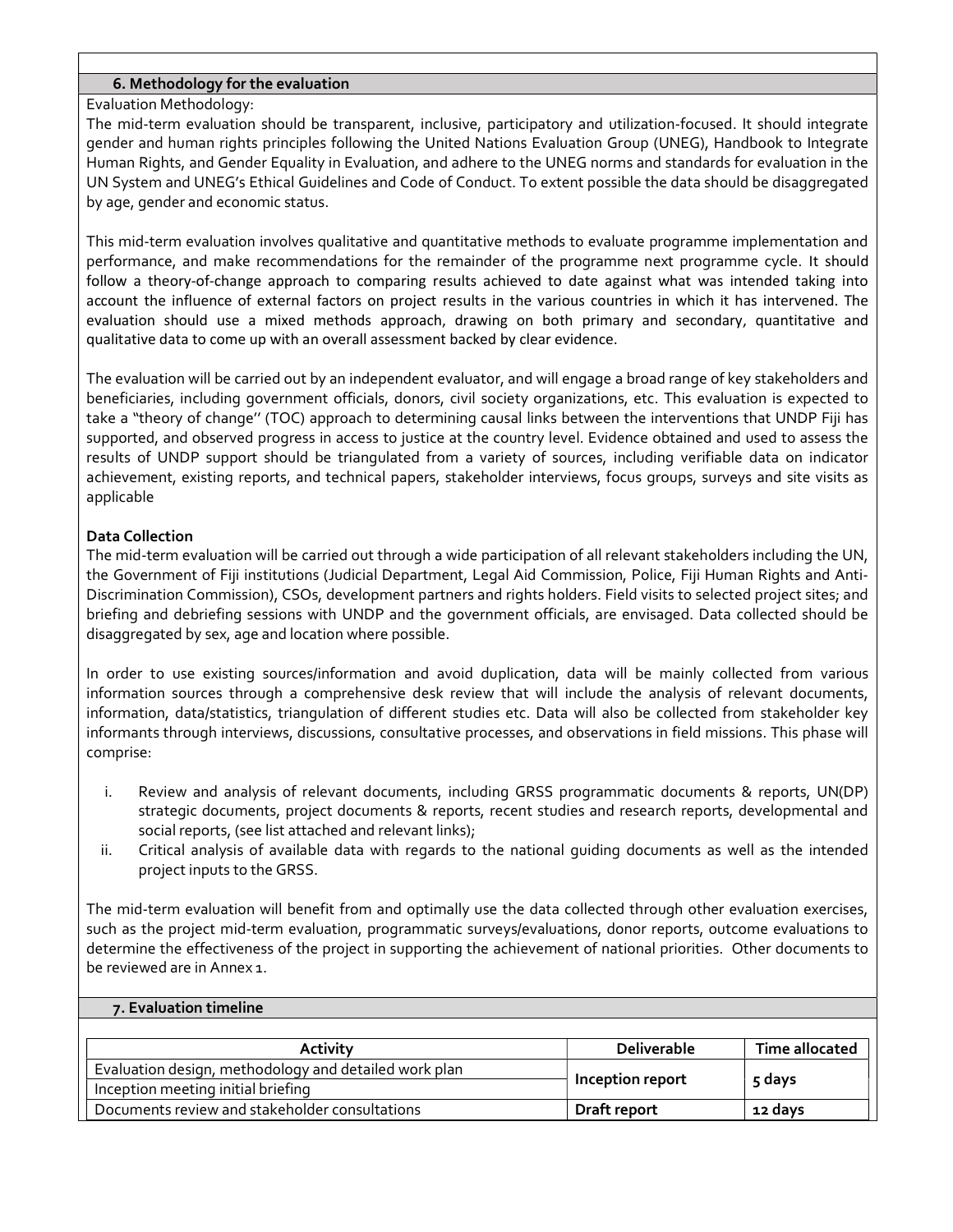## 6. Methodology for the evaluation

Evaluation Methodology:

The mid-term evaluation should be transparent, inclusive, participatory and utilization-focused. It should integrate gender and human rights principles following the United Nations Evaluation Group (UNEG), Handbook to Integrate Human Rights, and Gender Equality in Evaluation, and adhere to the UNEG norms and standards for evaluation in the UN System and UNEG's Ethical Guidelines and Code of Conduct. To extent possible the data should be disaggregated by age, gender and economic status.

This mid-term evaluation involves qualitative and quantitative methods to evaluate programme implementation and performance, and make recommendations for the remainder of the programme next programme cycle. It should follow a theory-of-change approach to comparing results achieved to date against what was intended taking into account the influence of external factors on project results in the various countries in which it has intervened. The evaluation should use a mixed methods approach, drawing on both primary and secondary, quantitative and qualitative data to come up with an overall assessment backed by clear evidence.

The evaluation will be carried out by an independent evaluator, and will engage a broad range of key stakeholders and beneficiaries, including government officials, donors, civil society organizations, etc. This evaluation is expected to take a "theory of change'' (TOC) approach to determining causal links between the interventions that UNDP Fiji has supported, and observed progress in access to justice at the country level. Evidence obtained and used to assess the results of UNDP support should be triangulated from a variety of sources, including verifiable data on indicator achievement, existing reports, and technical papers, stakeholder interviews, focus groups, surveys and site visits as applicable

**Data Collection**

The mid-term evaluation will be carried out through a wide participation of all relevant stakeholders including the UN, the Government of Fiji institutions (Judicial Department, Legal Aid Commission, Police, Fiji Human Rights and Anti-Discrimination Commission), CSOs, development partners and rights holders. Field visits to selected project sites; and briefing and debriefing sessions with UNDP and the government officials, are envisaged. Data collected should be disaggregated by sex, age and location where possible.

In order to use existing sources/information and avoid duplication, data will be mainly collected from various information sources through a comprehensive desk review that will include the analysis of relevant documents, information, data/statistics, triangulation of different studies etc. Data will also be collected from stakeholder key informants through interviews, discussions, consultative processes, and observations in field missions. This phase will comprise:

i. Review and analysis of relevant documents, including GRSS programmatic documents & reports, UN(DP) strategic documents, project documents & reports, recent studies and research reports, developmental and social reports, (see list attached and relevant links);
ii. Critical analysis of available data with regards to the national guiding documents as well as the intended project inputs to the GRSS.

The mid-term evaluation will benefit from and optimally use the data collected through other evaluation exercises, such as the project mid-term evaluation, programmatic surveys/evaluations, donor reports, outcome evaluations to determine the effectiveness of the project in supporting the achievement of national priorities. Other documents to be reviewed are in Annex 1.

## 7. Evaluation timeline

| Activity | Deliverable | Time allocated |
|---|---|---|
| Evaluation design, methodology and detailed work plan | **Inception report** | **5 days** |
| Inception meeting initial briefing | | |
| Documents review and stakeholder consultations | **Draft report** | **12 days** |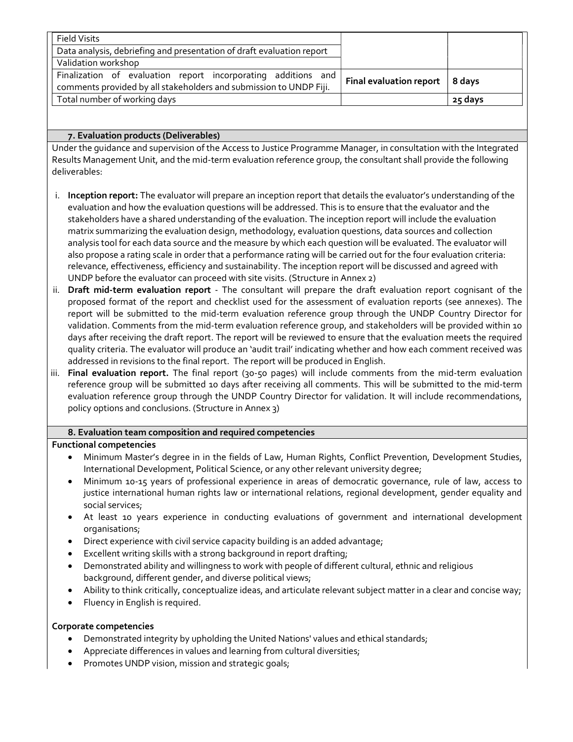| | | |
|---|---|---|
| Field Visits | | |
| Data analysis, debriefing and presentation of draft evaluation report | | |
| Validation workshop | | |
| Finalization of evaluation report incorporating additions and comments provided by all stakeholders and submission to UNDP Fiji. | **Final evaluation report** | **8 days** |
| Total number of working days | | **25 days** |

## 7. Evaluation products (Deliverables)

Under the guidance and supervision of the Access to Justice Programme Manager, in consultation with the Integrated Results Management Unit, and the mid-term evaluation reference group, the consultant shall provide the following deliverables:

i. **Inception report:** The evaluator will prepare an inception report that details the evaluator's understanding of the evaluation and how the evaluation questions will be addressed. This is to ensure that the evaluator and the stakeholders have a shared understanding of the evaluation. The inception report will include the evaluation matrix summarizing the evaluation design, methodology, evaluation questions, data sources and collection analysis tool for each data source and the measure by which each question will be evaluated. The evaluator will also propose a rating scale in order that a performance rating will be carried out for the four evaluation criteria: relevance, effectiveness, efficiency and sustainability. The inception report will be discussed and agreed with UNDP before the evaluator can proceed with site visits. (Structure in Annex 2)

ii. **Draft mid-term evaluation report** - The consultant will prepare the draft evaluation report cognisant of the proposed format of the report and checklist used for the assessment of evaluation reports (see annexes). The report will be submitted to the mid-term evaluation reference group through the UNDP Country Director for validation. Comments from the mid-term evaluation reference group, and stakeholders will be provided within 10 days after receiving the draft report. The report will be reviewed to ensure that the evaluation meets the required quality criteria. The evaluator will produce an 'audit trail' indicating whether and how each comment received was addressed in revisions to the final report. The report will be produced in English.

iii. **Final evaluation report.** The final report (30-50 pages) will include comments from the mid-term evaluation reference group will be submitted 10 days after receiving all comments. This will be submitted to the mid-term evaluation reference group through the UNDP Country Director for validation. It will include recommendations, policy options and conclusions. (Structure in Annex 3)

## 8. Evaluation team composition and required competencies

**Functional competencies**

- Minimum Master's degree in in the fields of Law, Human Rights, Conflict Prevention, Development Studies, International Development, Political Science, or any other relevant university degree;
- Minimum 10-15 years of professional experience in areas of democratic governance, rule of law, access to justice international human rights law or international relations, regional development, gender equality and social services;
- At least 10 years experience in conducting evaluations of government and international development organisations;
- Direct experience with civil service capacity building is an added advantage;
- Excellent writing skills with a strong background in report drafting;
- Demonstrated ability and willingness to work with people of different cultural, ethnic and religious background, different gender, and diverse political views;
- Ability to think critically, conceptualize ideas, and articulate relevant subject matter in a clear and concise way;
- Fluency in English is required.

**Corporate competencies**

- Demonstrated integrity by upholding the United Nations' values and ethical standards;
- Appreciate differences in values and learning from cultural diversities;
- Promotes UNDP vision, mission and strategic goals;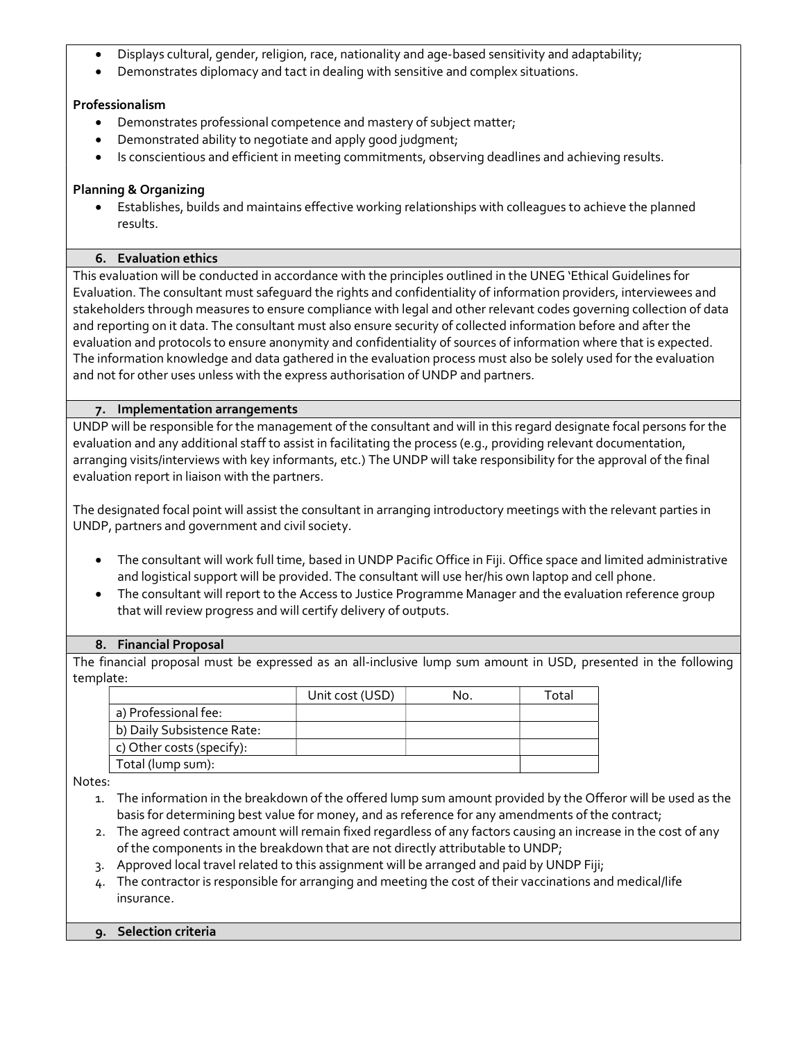- Displays cultural, gender, religion, race, nationality and age-based sensitivity and adaptability;
- Demonstrates diplomacy and tact in dealing with sensitive and complex situations.

**Professionalism**

- Demonstrates professional competence and mastery of subject matter;
- Demonstrated ability to negotiate and apply good judgment;
- Is conscientious and efficient in meeting commitments, observing deadlines and achieving results.

**Planning & Organizing**

- Establishes, builds and maintains effective working relationships with colleagues to achieve the planned results.

### 6. Evaluation ethics

This evaluation will be conducted in accordance with the principles outlined in the UNEG 'Ethical Guidelines for Evaluation. The consultant must safeguard the rights and confidentiality of information providers, interviewees and stakeholders through measures to ensure compliance with legal and other relevant codes governing collection of data and reporting on it data. The consultant must also ensure security of collected information before and after the evaluation and protocols to ensure anonymity and confidentiality of sources of information where that is expected. The information knowledge and data gathered in the evaluation process must also be solely used for the evaluation and not for other uses unless with the express authorisation of UNDP and partners.

### 7. Implementation arrangements

UNDP will be responsible for the management of the consultant and will in this regard designate focal persons for the evaluation and any additional staff to assist in facilitating the process (e.g., providing relevant documentation, arranging visits/interviews with key informants, etc.) The UNDP will take responsibility for the approval of the final evaluation report in liaison with the partners.

The designated focal point will assist the consultant in arranging introductory meetings with the relevant parties in UNDP, partners and government and civil society.

- The consultant will work full time, based in UNDP Pacific Office in Fiji. Office space and limited administrative and logistical support will be provided. The consultant will use her/his own laptop and cell phone.
- The consultant will report to the Access to Justice Programme Manager and the evaluation reference group that will review progress and will certify delivery of outputs.

### 8. Financial Proposal

The financial proposal must be expressed as an all-inclusive lump sum amount in USD, presented in the following template:

| | Unit cost (USD) | No. | Total |
|---|---|---|---|
| a) Professional fee: | | | |
| b) Daily Subsistence Rate: | | | |
| c) Other costs (specify): | | | |
| Total (lump sum): | | | |

Notes:

1. The information in the breakdown of the offered lump sum amount provided by the Offeror will be used as the basis for determining best value for money, and as reference for any amendments of the contract;
2. The agreed contract amount will remain fixed regardless of any factors causing an increase in the cost of any of the components in the breakdown that are not directly attributable to UNDP;
3. Approved local travel related to this assignment will be arranged and paid by UNDP Fiji;
4. The contractor is responsible for arranging and meeting the cost of their vaccinations and medical/life insurance.

### 9. Selection criteria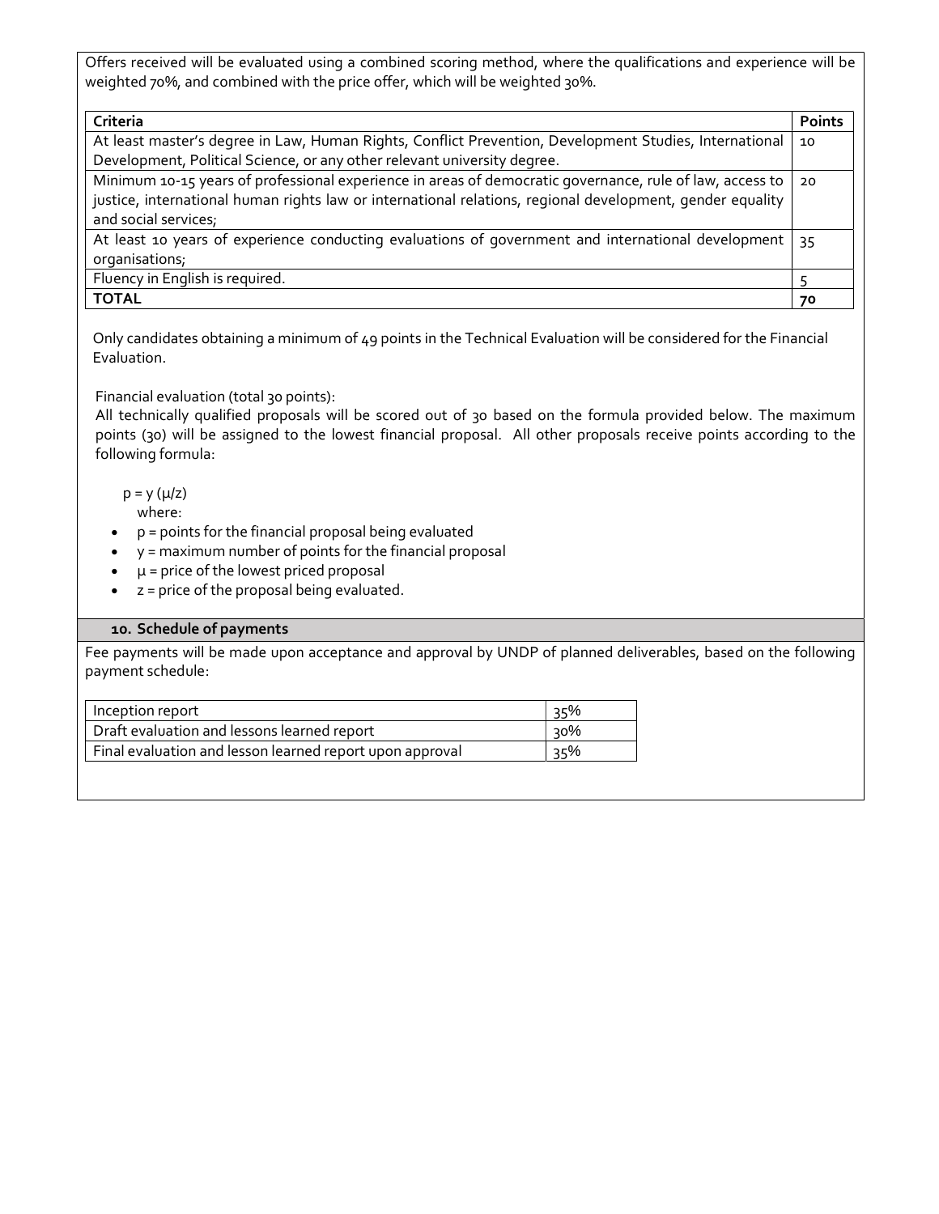Offers received will be evaluated using a combined scoring method, where the qualifications and experience will be weighted 70%, and combined with the price offer, which will be weighted 30%.

| Criteria | Points |
|---|---|
| At least master's degree in Law, Human Rights, Conflict Prevention, Development Studies, International Development, Political Science, or any other relevant university degree. | 10 |
| Minimum 10-15 years of professional experience in areas of democratic governance, rule of law, access to justice, international human rights law or international relations, regional development, gender equality and social services; | 20 |
| At least 10 years of experience conducting evaluations of government and international development organisations; | 35 |
| Fluency in English is required. | 5 |
| **TOTAL** | **70** |

Only candidates obtaining a minimum of 49 points in the Technical Evaluation will be considered for the Financial Evaluation.

Financial evaluation (total 30 points):
All technically qualified proposals will be scored out of 30 based on the formula provided below. The maximum points (30) will be assigned to the lowest financial proposal. All other proposals receive points according to the following formula:

$p = y\,(\mu/z)$
where:

- $p$ = points for the financial proposal being evaluated
- $y$ = maximum number of points for the financial proposal
- $\mu$ = price of the lowest priced proposal
- $z$ = price of the proposal being evaluated.

## 10. Schedule of payments

Fee payments will be made upon acceptance and approval by UNDP of planned deliverables, based on the following payment schedule:

| | |
|---|---|
| Inception report | 35% |
| Draft evaluation and lessons learned report | 30% |
| Final evaluation and lesson learned report upon approval | 35% |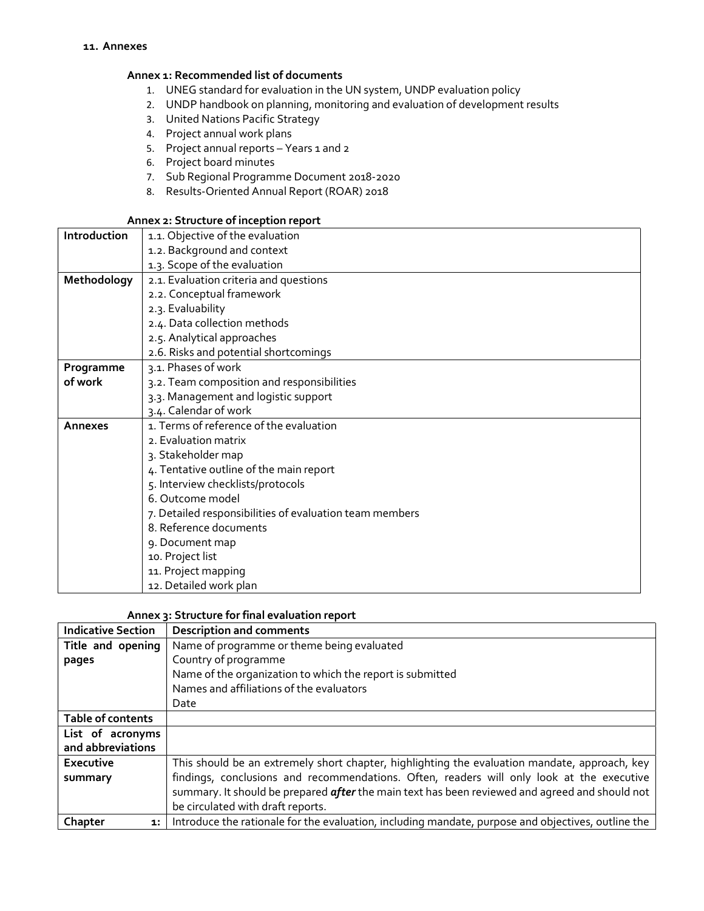## 11. Annexes

### Annex 1: Recommended list of documents

1. UNEG standard for evaluation in the UN system, UNDP evaluation policy
2. UNDP handbook on planning, monitoring and evaluation of development results
3. United Nations Pacific Strategy
4. Project annual work plans
5. Project annual reports – Years 1 and 2
6. Project board minutes
7. Sub Regional Programme Document 2018-2020
8. Results-Oriented Annual Report (ROAR) 2018

### Annex 2: Structure of inception report

| | |
|---|---|
| **Introduction** | 1.1. Objective of the evaluation |
| | 1.2. Background and context |
| | 1.3. Scope of the evaluation |
| **Methodology** | 2.1. Evaluation criteria and questions |
| | 2.2. Conceptual framework |
| | 2.3. Evaluability |
| | 2.4. Data collection methods |
| | 2.5. Analytical approaches |
| | 2.6. Risks and potential shortcomings |
| **Programme of work** | 3.1. Phases of work |
| | 3.2. Team composition and responsibilities |
| | 3.3. Management and logistic support |
| | 3.4. Calendar of work |
| **Annexes** | 1. Terms of reference of the evaluation |
| | 2. Evaluation matrix |
| | 3. Stakeholder map |
| | 4. Tentative outline of the main report |
| | 5. Interview checklists/protocols |
| | 6. Outcome model |
| | 7. Detailed responsibilities of evaluation team members |
| | 8. Reference documents |
| | 9. Document map |
| | 10. Project list |
| | 11. Project mapping |
| | 12. Detailed work plan |

### Annex 3: Structure for final evaluation report

| Indicative Section | Description and comments |
|---|---|
| **Title and opening pages** | Name of programme or theme being evaluated<br>Country of programme<br>Name of the organization to which the report is submitted<br>Names and affiliations of the evaluators<br>Date |
| **Table of contents** | |
| **List of acronyms and abbreviations** | |
| **Executive summary** | This should be an extremely short chapter, highlighting the evaluation mandate, approach, key findings, conclusions and recommendations. Often, readers will only look at the executive summary. It should be prepared ***after*** the main text has been reviewed and agreed and should not be circulated with draft reports. |
| **Chapter 1:** | Introduce the rationale for the evaluation, including mandate, purpose and objectives, outline the |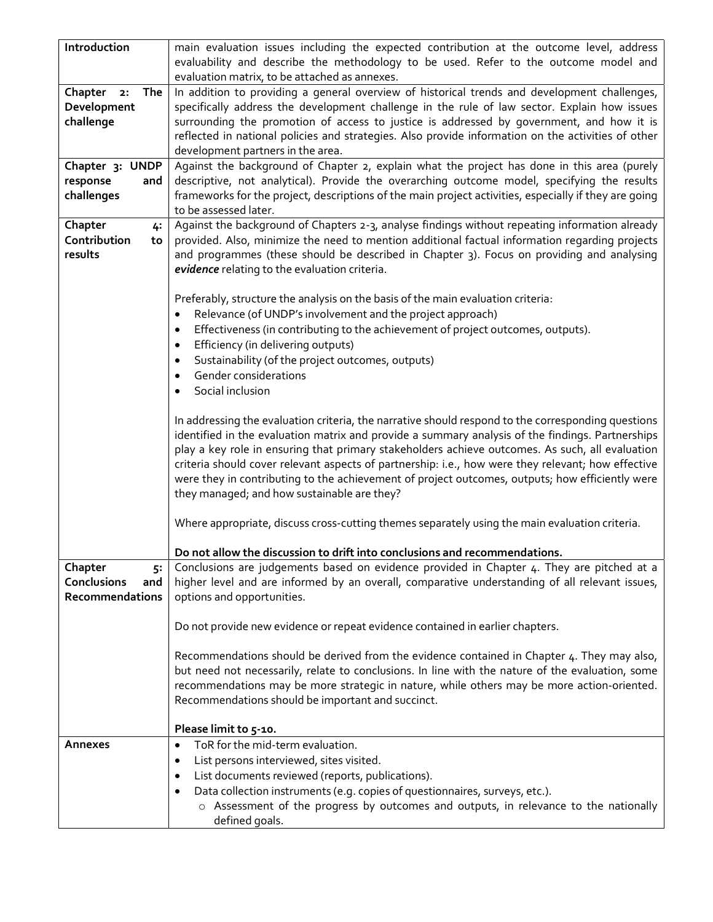| | |
|---|---|
| **Introduction** | main evaluation issues including the expected contribution at the outcome level, address evaluability and describe the methodology to be used. Refer to the outcome model and evaluation matrix, to be attached as annexes. |
| **Chapter 2: The Development challenge** | In addition to providing a general overview of historical trends and development challenges, specifically address the development challenge in the rule of law sector. Explain how issues surrounding the promotion of access to justice is addressed by government, and how it is reflected in national policies and strategies. Also provide information on the activities of other development partners in the area. |
| **Chapter 3: UNDP response and challenges** | Against the background of Chapter 2, explain what the project has done in this area (purely descriptive, not analytical). Provide the overarching outcome model, specifying the results frameworks for the project, descriptions of the main project activities, especially if they are going to be assessed later. |
| **Chapter 4: Contribution to results** | Against the background of Chapters 2-3, analyse findings without repeating information already provided. Also, minimize the need to mention additional factual information regarding projects and programmes (these should be described in Chapter 3). Focus on providing and analysing ***evidence*** relating to the evaluation criteria.<br><br>Preferably, structure the analysis on the basis of the main evaluation criteria:<br>• Relevance (of UNDP's involvement and the project approach)<br>• Effectiveness (in contributing to the achievement of project outcomes, outputs).<br>• Efficiency (in delivering outputs)<br>• Sustainability (of the project outcomes, outputs)<br>• Gender considerations<br>• Social inclusion<br><br>In addressing the evaluation criteria, the narrative should respond to the corresponding questions identified in the evaluation matrix and provide a summary analysis of the findings. Partnerships play a key role in ensuring that primary stakeholders achieve outcomes. As such, all evaluation criteria should cover relevant aspects of partnership: i.e., how were they relevant; how effective were they in contributing to the achievement of project outcomes, outputs; how efficiently were they managed; and how sustainable are they?<br><br>Where appropriate, discuss cross-cutting themes separately using the main evaluation criteria.<br><br>**Do not allow the discussion to drift into conclusions and recommendations.** |
| **Chapter 5: Conclusions and Recommendations** | Conclusions are judgements based on evidence provided in Chapter 4. They are pitched at a higher level and are informed by an overall, comparative understanding of all relevant issues, options and opportunities.<br><br>Do not provide new evidence or repeat evidence contained in earlier chapters.<br><br>Recommendations should be derived from the evidence contained in Chapter 4. They may also, but need not necessarily, relate to conclusions. In line with the nature of the evaluation, some recommendations may be more strategic in nature, while others may be more action-oriented. Recommendations should be important and succinct.<br><br>**Please limit to 5-10.** |
| **Annexes** | • ToR for the mid-term evaluation.<br>• List persons interviewed, sites visited.<br>• List documents reviewed (reports, publications).<br>• Data collection instruments (e.g. copies of questionnaires, surveys, etc.).<br>&nbsp;&nbsp;&nbsp;&nbsp;○ Assessment of the progress by outcomes and outputs, in relevance to the nationally defined goals. |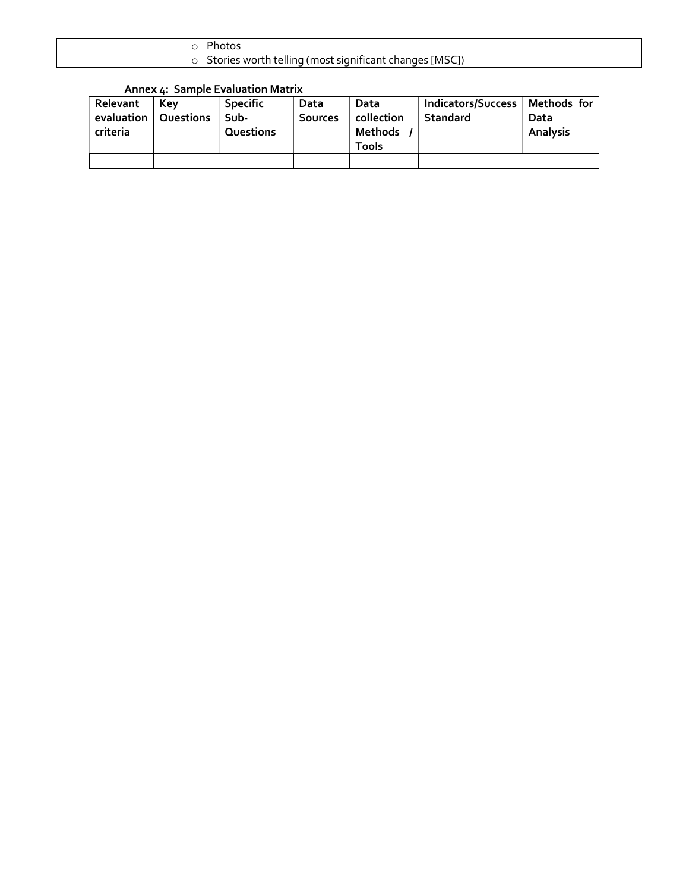| | |
|---|---|
| | - Photos<br>- Stories worth telling (most significant changes [MSC]) |

**Annex 4: Sample Evaluation Matrix**

| Relevant evaluation criteria | Key Questions | Specific Sub-Questions | Data Sources | Data collection Methods / Tools | Indicators/Success Standard | Methods for Data Analysis |
|---|---|---|---|---|---|---|
| | | | | | | |